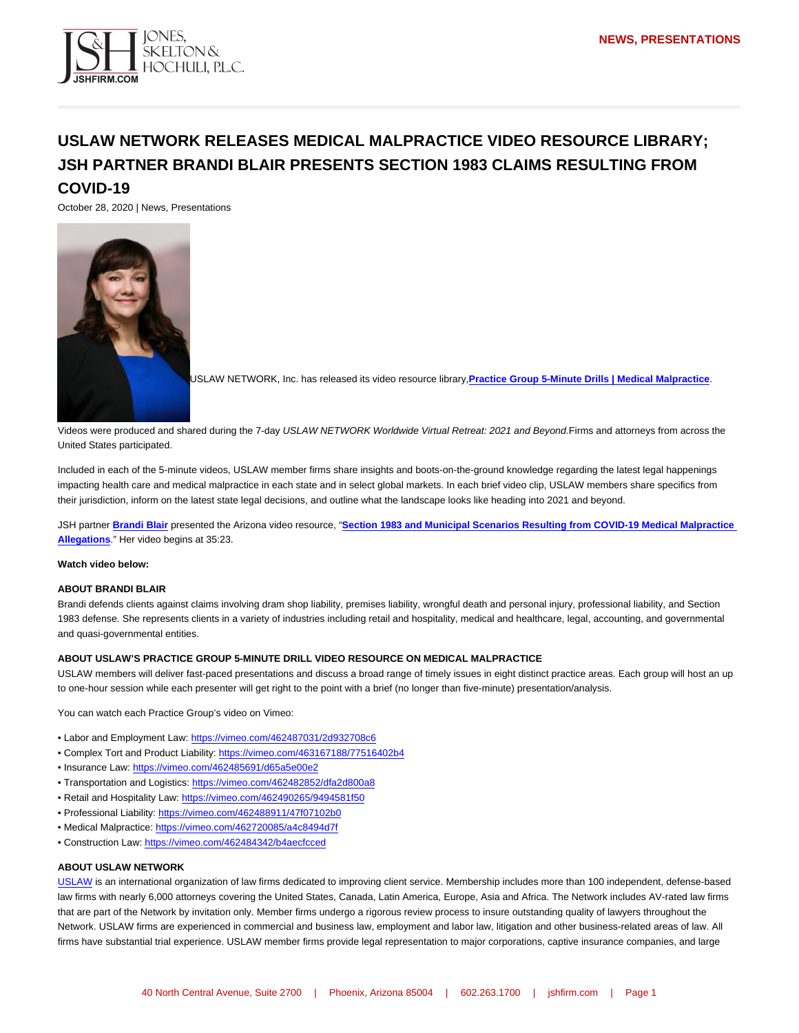# USLAW NETWORK RELEASES MEDICAL MALPRACTICE VIDEO RESOURCE LIBRARY; JSH PARTNER BRANDI BLAIR PRESENTS SECTION 1983 CLAIMS RESULTING FROM COVID-19

October 28, 2020 | News, Presentations

USLAW NETWORK, Inc. has released its video resource library, **Practice Group 5-Minute Drills | Medical Malpractice**.

Videos were produced and shared during the 7-day *USLAW NETWORK Worldwide Virtual Retreat: 2021 and Beyond.* Firms and attorneys from across the United States participated.

Included in each of the 5-minute videos, USLAW member firms share insights and boots-on-the-ground knowledge regarding the latest legal happenings impacting health care and medical malpractice in each state and in select global markets. In each brief video clip, USLAW members share specifics from their jurisdiction, inform on the latest state legal decisions, and outline what the landscape looks like heading into 2021 and beyond.

JSH partner **Brandi Blair** presented the Arizona video resource, "**Section 1983 and Municipal Scenarios Resulting from COVID-19 Medical Malpractice Allegations**." Her video begins at 35:23.

**Watch video below:**

### ABOUT BRANDI BLAIR

Brandi defends clients against claims involving dram shop liability, premises liability, wrongful death and personal injury, professional liability, and Section 1983 defense. She represents clients in a variety of industries including retail and hospitality, medical and healthcare, legal, accounting, and governmental and quasi-governmental entities.

### ABOUT USLAW'S PRACTICE GROUP 5-MINUTE DRILL VIDEO RESOURCE ON MEDICAL MALPRACTICE

USLAW members will deliver fast-paced presentations and discuss a broad range of timely issues in eight distinct practice areas. Each group will host an up to one-hour session while each presenter will get right to the point with a brief (no longer than five-minute) presentation/analysis.

You can watch each Practice Group's video on Vimeo:

- Labor and Employment Law: https://vimeo.com/462487031/2d932708c6
- Complex Tort and Product Liability: https://vimeo.com/463167188/77516402b4
- Insurance Law: https://vimeo.com/462485691/d65a5e00e2
- Transportation and Logistics: https://vimeo.com/462482852/dfa2d800a8
- Retail and Hospitality Law: https://vimeo.com/462490265/9494581f50
- Professional Liability: https://vimeo.com/462488911/47f07102b0
- Medical Malpractice: https://vimeo.com/462720085/a4c8494d7f
- Construction Law: https://vimeo.com/462484342/b4aecfcced

### ABOUT USLAW NETWORK

USLAW is an international organization of law firms dedicated to improving client service. Membership includes more than 100 independent, defense-based law firms with nearly 6,000 attorneys covering the United States, Canada, Latin America, Europe, Asia and Africa. The Network includes AV-rated law firms that are part of the Network by invitation only. Member firms undergo a rigorous review process to insure outstanding quality of lawyers throughout the Network. USLAW firms are experienced in commercial and business law, employment and labor law, litigation and other business-related areas of law. All firms have substantial trial experience. USLAW member firms provide legal representation to major corporations, captive insurance companies, and large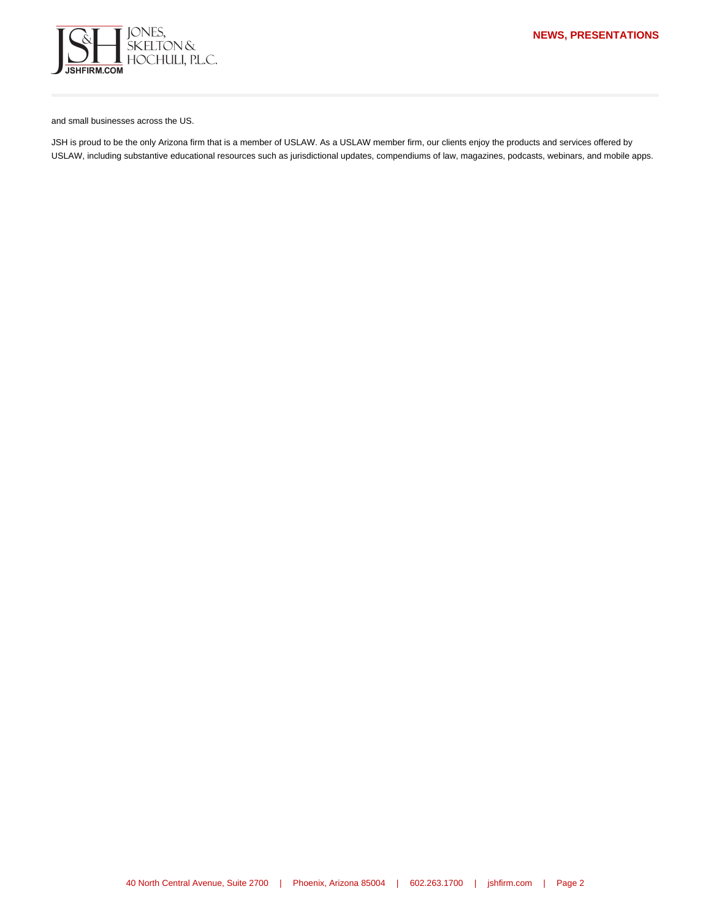and small businesses across the US.

JSH is proud to be the only Arizona firm that is a member of USLAW. As a USLAW member firm, our clients enjoy the products and services offered by USLAW, including substantive educational resources such as jurisdictional updates, compendiums of law, magazines, podcasts, webinars, and mobile apps.